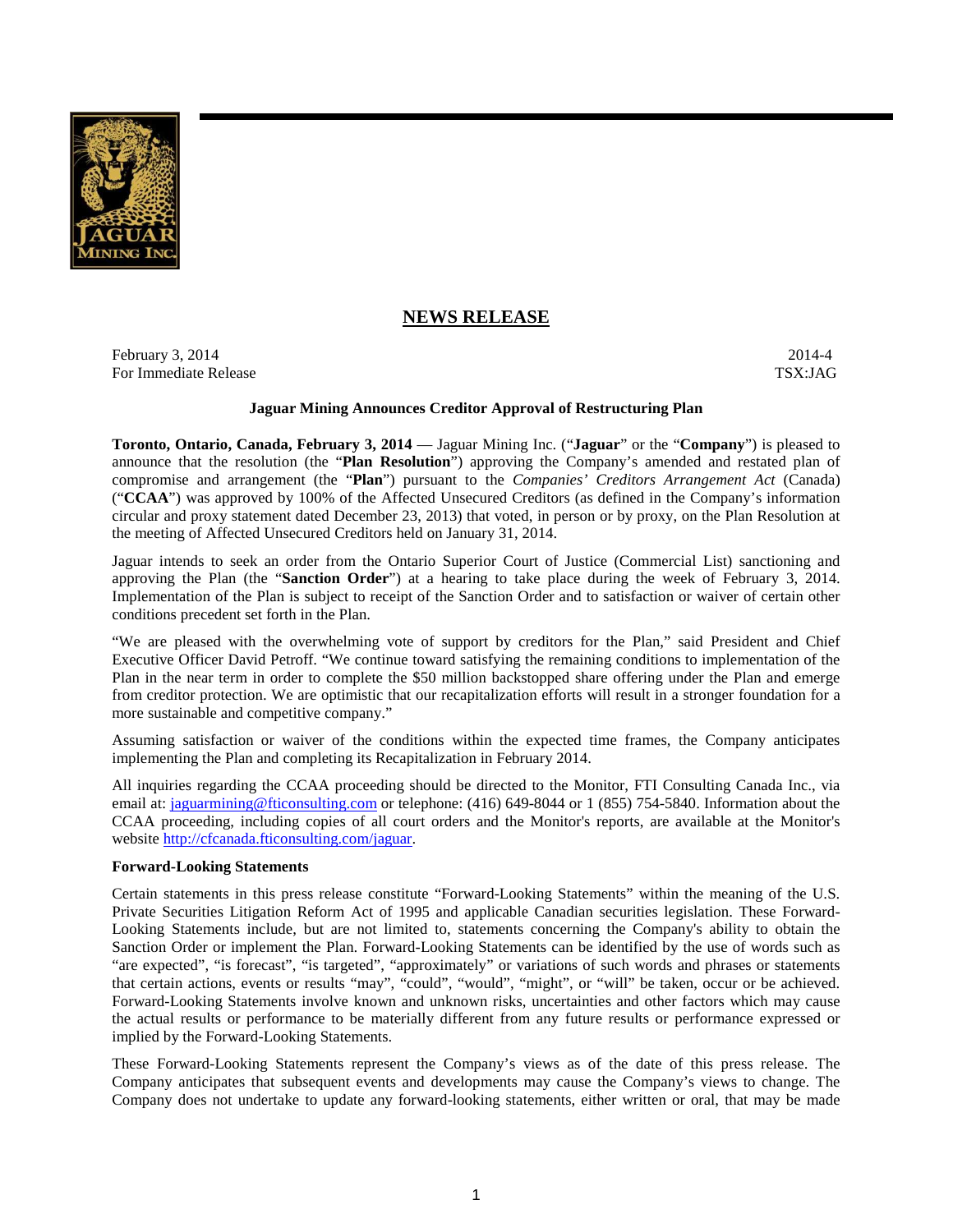## NEWS RELEASE

February 3, 2014
For Immediate Release

2014-4
TSX:JAG

**Jaguar Mining Announces Creditor Approval of Restructuring Plan**

**Toronto, Ontario, Canada, February 3, 2014** — Jaguar Mining Inc. ("**Jaguar**" or the "**Company**") is pleased to announce that the resolution (the "**Plan Resolution**") approving the Company's amended and restated plan of compromise and arrangement (the "**Plan**") pursuant to the *Companies' Creditors Arrangement Act* (Canada) ("**CCAA**") was approved by 100% of the Affected Unsecured Creditors (as defined in the Company's information circular and proxy statement dated December 23, 2013) that voted, in person or by proxy, on the Plan Resolution at the meeting of Affected Unsecured Creditors held on January 31, 2014.

Jaguar intends to seek an order from the Ontario Superior Court of Justice (Commercial List) sanctioning and approving the Plan (the "**Sanction Order**") at a hearing to take place during the week of February 3, 2014. Implementation of the Plan is subject to receipt of the Sanction Order and to satisfaction or waiver of certain other conditions precedent set forth in the Plan.

"We are pleased with the overwhelming vote of support by creditors for the Plan," said President and Chief Executive Officer David Petroff. "We continue toward satisfying the remaining conditions to implementation of the Plan in the near term in order to complete the $50 million backstopped share offering under the Plan and emerge from creditor protection. We are optimistic that our recapitalization efforts will result in a stronger foundation for a more sustainable and competitive company."

Assuming satisfaction or waiver of the conditions within the expected time frames, the Company anticipates implementing the Plan and completing its Recapitalization in February 2014.

All inquiries regarding the CCAA proceeding should be directed to the Monitor, FTI Consulting Canada Inc., via email at: jaguarmining@fticonsulting.com or telephone: (416) 649-8044 or 1 (855) 754-5840. Information about the CCAA proceeding, including copies of all court orders and the Monitor's reports, are available at the Monitor's website http://cfcanada.fticonsulting.com/jaguar.

**Forward-Looking Statements**

Certain statements in this press release constitute "Forward-Looking Statements" within the meaning of the U.S. Private Securities Litigation Reform Act of 1995 and applicable Canadian securities legislation. These Forward-Looking Statements include, but are not limited to, statements concerning the Company's ability to obtain the Sanction Order or implement the Plan. Forward-Looking Statements can be identified by the use of words such as "are expected", "is forecast", "is targeted", "approximately" or variations of such words and phrases or statements that certain actions, events or results "may", "could", "would", "might", or "will" be taken, occur or be achieved. Forward-Looking Statements involve known and unknown risks, uncertainties and other factors which may cause the actual results or performance to be materially different from any future results or performance expressed or implied by the Forward-Looking Statements.

These Forward-Looking Statements represent the Company's views as of the date of this press release. The Company anticipates that subsequent events and developments may cause the Company's views to change. The Company does not undertake to update any forward-looking statements, either written or oral, that may be made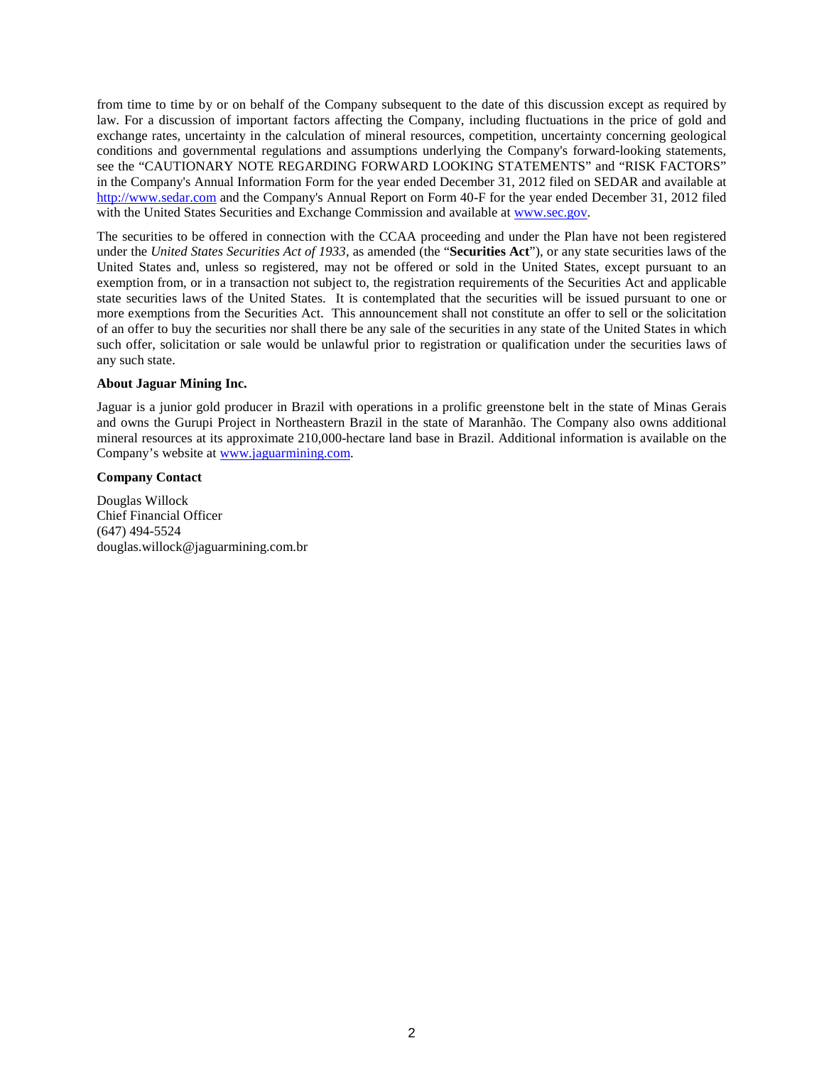from time to time by or on behalf of the Company subsequent to the date of this discussion except as required by law. For a discussion of important factors affecting the Company, including fluctuations in the price of gold and exchange rates, uncertainty in the calculation of mineral resources, competition, uncertainty concerning geological conditions and governmental regulations and assumptions underlying the Company's forward-looking statements, see the "CAUTIONARY NOTE REGARDING FORWARD LOOKING STATEMENTS" and "RISK FACTORS" in the Company's Annual Information Form for the year ended December 31, 2012 filed on SEDAR and available at http://www.sedar.com and the Company's Annual Report on Form 40-F for the year ended December 31, 2012 filed with the United States Securities and Exchange Commission and available at www.sec.gov.

The securities to be offered in connection with the CCAA proceeding and under the Plan have not been registered under the *United States Securities Act of 1933*, as amended (the "**Securities Act**"), or any state securities laws of the United States and, unless so registered, may not be offered or sold in the United States, except pursuant to an exemption from, or in a transaction not subject to, the registration requirements of the Securities Act and applicable state securities laws of the United States. It is contemplated that the securities will be issued pursuant to one or more exemptions from the Securities Act. This announcement shall not constitute an offer to sell or the solicitation of an offer to buy the securities nor shall there be any sale of the securities in any state of the United States in which such offer, solicitation or sale would be unlawful prior to registration or qualification under the securities laws of any such state.

**About Jaguar Mining Inc.**

Jaguar is a junior gold producer in Brazil with operations in a prolific greenstone belt in the state of Minas Gerais and owns the Gurupi Project in Northeastern Brazil in the state of Maranhão. The Company also owns additional mineral resources at its approximate 210,000-hectare land base in Brazil. Additional information is available on the Company's website at www.jaguarmining.com.

**Company Contact**

Douglas Willock
Chief Financial Officer
(647) 494-5524
douglas.willock@jaguarmining.com.br